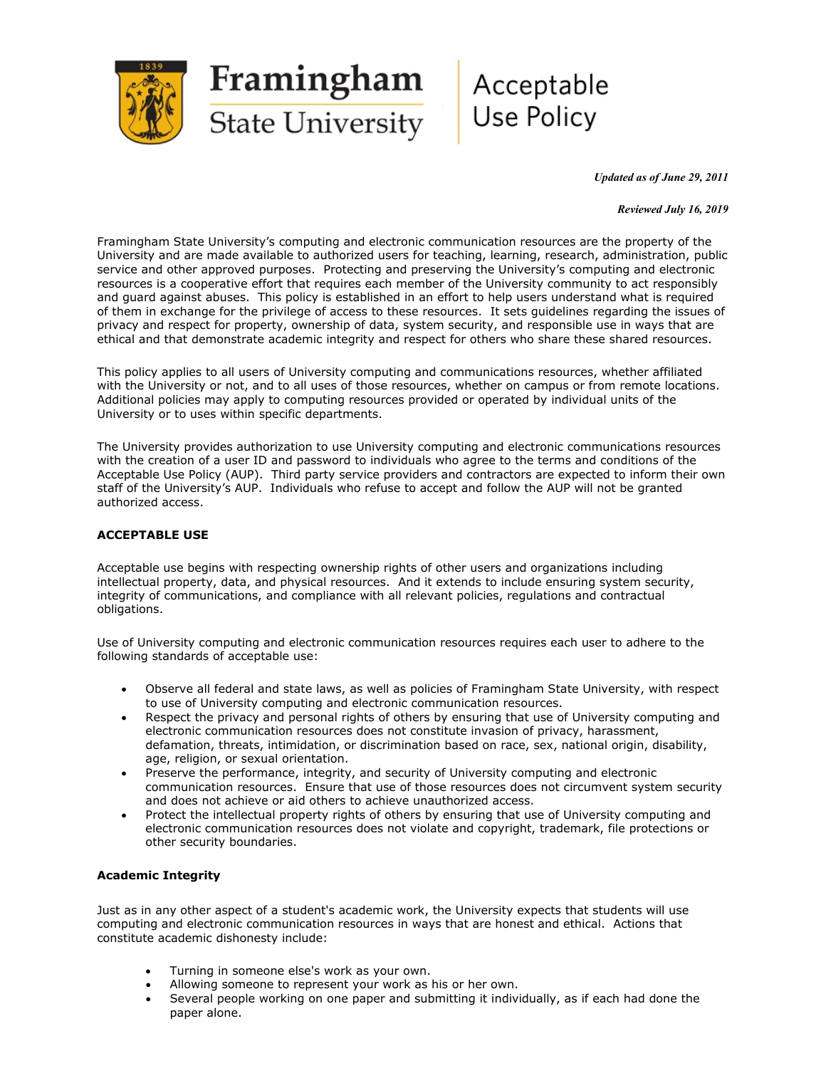# Framingham State University

## Acceptable Use Policy

***Updated as of June 29, 2011***

***Reviewed July 16, 2019***

Framingham State University's computing and electronic communication resources are the property of the University and are made available to authorized users for teaching, learning, research, administration, public service and other approved purposes. Protecting and preserving the University's computing and electronic resources is a cooperative effort that requires each member of the University community to act responsibly and guard against abuses. This policy is established in an effort to help users understand what is required of them in exchange for the privilege of access to these resources. It sets guidelines regarding the issues of privacy and respect for property, ownership of data, system security, and responsible use in ways that are ethical and that demonstrate academic integrity and respect for others who share these shared resources.

This policy applies to all users of University computing and communications resources, whether affiliated with the University or not, and to all uses of those resources, whether on campus or from remote locations. Additional policies may apply to computing resources provided or operated by individual units of the University or to uses within specific departments.

The University provides authorization to use University computing and electronic communications resources with the creation of a user ID and password to individuals who agree to the terms and conditions of the Acceptable Use Policy (AUP). Third party service providers and contractors are expected to inform their own staff of the University's AUP. Individuals who refuse to accept and follow the AUP will not be granted authorized access.

### ACCEPTABLE USE

Acceptable use begins with respecting ownership rights of other users and organizations including intellectual property, data, and physical resources. And it extends to include ensuring system security, integrity of communications, and compliance with all relevant policies, regulations and contractual obligations.

Use of University computing and electronic communication resources requires each user to adhere to the following standards of acceptable use:

- Observe all federal and state laws, as well as policies of Framingham State University, with respect to use of University computing and electronic communication resources.
- Respect the privacy and personal rights of others by ensuring that use of University computing and electronic communication resources does not constitute invasion of privacy, harassment, defamation, threats, intimidation, or discrimination based on race, sex, national origin, disability, age, religion, or sexual orientation.
- Preserve the performance, integrity, and security of University computing and electronic communication resources. Ensure that use of those resources does not circumvent system security and does not achieve or aid others to achieve unauthorized access.
- Protect the intellectual property rights of others by ensuring that use of University computing and electronic communication resources does not violate and copyright, trademark, file protections or other security boundaries.

#### Academic Integrity

Just as in any other aspect of a student's academic work, the University expects that students will use computing and electronic communication resources in ways that are honest and ethical. Actions that constitute academic dishonesty include:

- Turning in someone else's work as your own.
- Allowing someone to represent your work as his or her own.
- Several people working on one paper and submitting it individually, as if each had done the paper alone.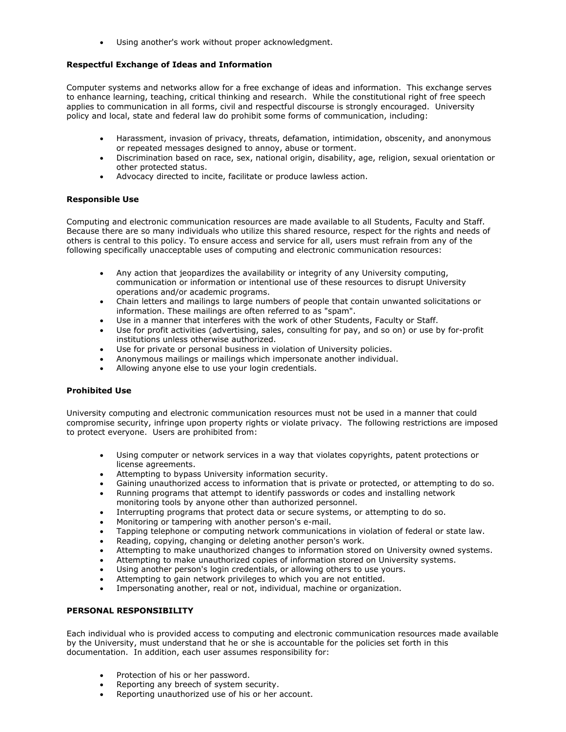- Using another's work without proper acknowledgment.

**Respectful Exchange of Ideas and Information**

Computer systems and networks allow for a free exchange of ideas and information. This exchange serves to enhance learning, teaching, critical thinking and research. While the constitutional right of free speech applies to communication in all forms, civil and respectful discourse is strongly encouraged. University policy and local, state and federal law do prohibit some forms of communication, including:

- Harassment, invasion of privacy, threats, defamation, intimidation, obscenity, and anonymous or repeated messages designed to annoy, abuse or torment.
- Discrimination based on race, sex, national origin, disability, age, religion, sexual orientation or other protected status.
- Advocacy directed to incite, facilitate or produce lawless action.

**Responsible Use**

Computing and electronic communication resources are made available to all Students, Faculty and Staff. Because there are so many individuals who utilize this shared resource, respect for the rights and needs of others is central to this policy. To ensure access and service for all, users must refrain from any of the following specifically unacceptable uses of computing and electronic communication resources:

- Any action that jeopardizes the availability or integrity of any University computing, communication or information or intentional use of these resources to disrupt University operations and/or academic programs.
- Chain letters and mailings to large numbers of people that contain unwanted solicitations or information. These mailings are often referred to as "spam".
- Use in a manner that interferes with the work of other Students, Faculty or Staff.
- Use for profit activities (advertising, sales, consulting for pay, and so on) or use by for-profit institutions unless otherwise authorized.
- Use for private or personal business in violation of University policies.
- Anonymous mailings or mailings which impersonate another individual.
- Allowing anyone else to use your login credentials.

**Prohibited Use**

University computing and electronic communication resources must not be used in a manner that could compromise security, infringe upon property rights or violate privacy. The following restrictions are imposed to protect everyone. Users are prohibited from:

- Using computer or network services in a way that violates copyrights, patent protections or license agreements.
- Attempting to bypass University information security.
- Gaining unauthorized access to information that is private or protected, or attempting to do so.
- Running programs that attempt to identify passwords or codes and installing network monitoring tools by anyone other than authorized personnel.
- Interrupting programs that protect data or secure systems, or attempting to do so.
- Monitoring or tampering with another person's e-mail.
- Tapping telephone or computing network communications in violation of federal or state law.
- Reading, copying, changing or deleting another person's work.
- Attempting to make unauthorized changes to information stored on University owned systems.
- Attempting to make unauthorized copies of information stored on University systems.
- Using another person's login credentials, or allowing others to use yours.
- Attempting to gain network privileges to which you are not entitled.
- Impersonating another, real or not, individual, machine or organization.

**PERSONAL RESPONSIBILITY**

Each individual who is provided access to computing and electronic communication resources made available by the University, must understand that he or she is accountable for the policies set forth in this documentation. In addition, each user assumes responsibility for:

- Protection of his or her password.
- Reporting any breech of system security.
- Reporting unauthorized use of his or her account.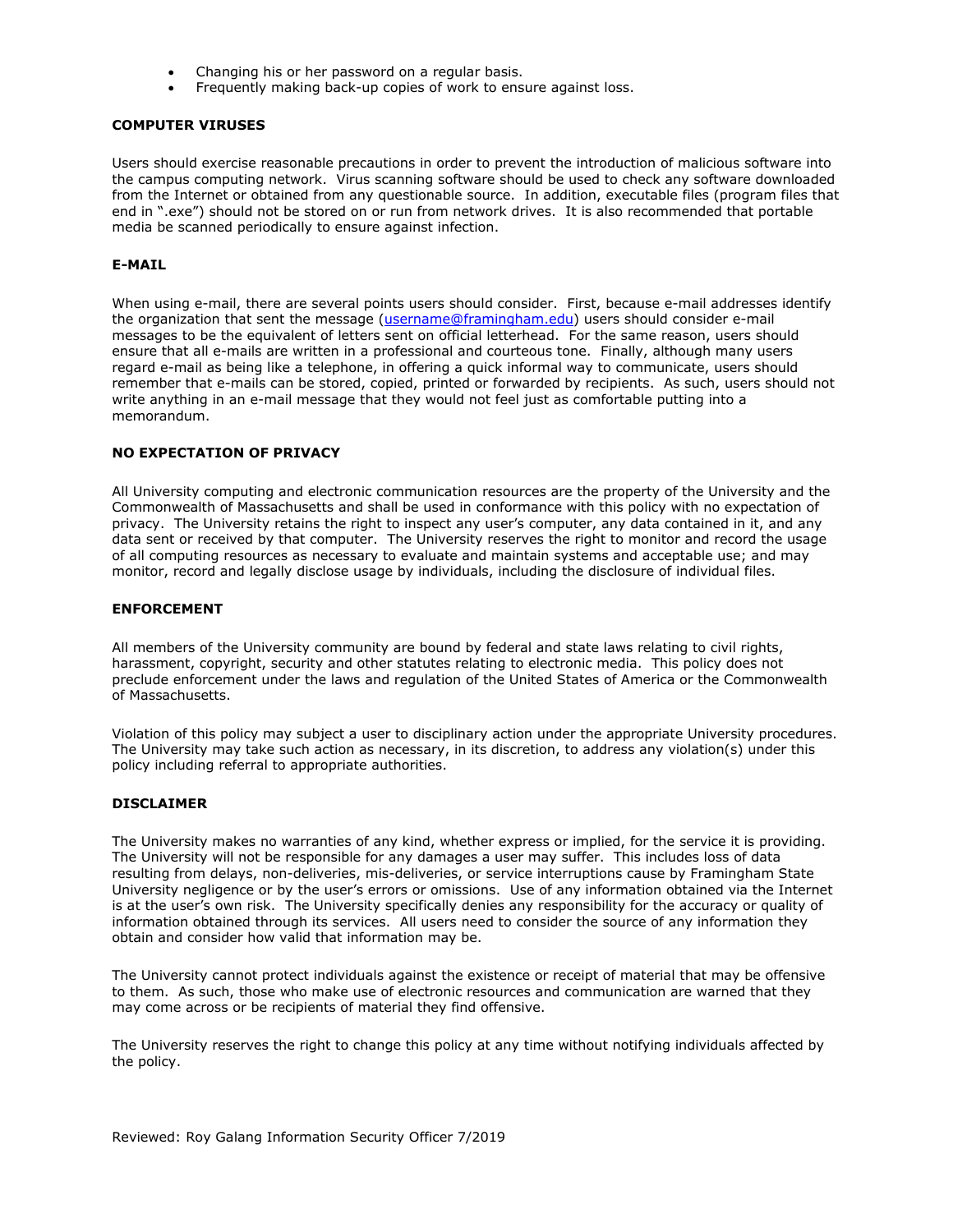- Changing his or her password on a regular basis.
- Frequently making back-up copies of work to ensure against loss.

**COMPUTER VIRUSES**

Users should exercise reasonable precautions in order to prevent the introduction of malicious software into the campus computing network. Virus scanning software should be used to check any software downloaded from the Internet or obtained from any questionable source. In addition, executable files (program files that end in ".exe") should not be stored on or run from network drives. It is also recommended that portable media be scanned periodically to ensure against infection.

**E-MAIL**

When using e-mail, there are several points users should consider. First, because e-mail addresses identify the organization that sent the message (username@framingham.edu) users should consider e-mail messages to be the equivalent of letters sent on official letterhead. For the same reason, users should ensure that all e-mails are written in a professional and courteous tone. Finally, although many users regard e-mail as being like a telephone, in offering a quick informal way to communicate, users should remember that e-mails can be stored, copied, printed or forwarded by recipients. As such, users should not write anything in an e-mail message that they would not feel just as comfortable putting into a memorandum.

**NO EXPECTATION OF PRIVACY**

All University computing and electronic communication resources are the property of the University and the Commonwealth of Massachusetts and shall be used in conformance with this policy with no expectation of privacy. The University retains the right to inspect any user's computer, any data contained in it, and any data sent or received by that computer. The University reserves the right to monitor and record the usage of all computing resources as necessary to evaluate and maintain systems and acceptable use; and may monitor, record and legally disclose usage by individuals, including the disclosure of individual files.

**ENFORCEMENT**

All members of the University community are bound by federal and state laws relating to civil rights, harassment, copyright, security and other statutes relating to electronic media. This policy does not preclude enforcement under the laws and regulation of the United States of America or the Commonwealth of Massachusetts.

Violation of this policy may subject a user to disciplinary action under the appropriate University procedures. The University may take such action as necessary, in its discretion, to address any violation(s) under this policy including referral to appropriate authorities.

**DISCLAIMER**

The University makes no warranties of any kind, whether express or implied, for the service it is providing. The University will not be responsible for any damages a user may suffer. This includes loss of data resulting from delays, non-deliveries, mis-deliveries, or service interruptions cause by Framingham State University negligence or by the user's errors or omissions. Use of any information obtained via the Internet is at the user's own risk. The University specifically denies any responsibility for the accuracy or quality of information obtained through its services. All users need to consider the source of any information they obtain and consider how valid that information may be.

The University cannot protect individuals against the existence or receipt of material that may be offensive to them. As such, those who make use of electronic resources and communication are warned that they may come across or be recipients of material they find offensive.

The University reserves the right to change this policy at any time without notifying individuals affected by the policy.

Reviewed: Roy Galang Information Security Officer 7/2019